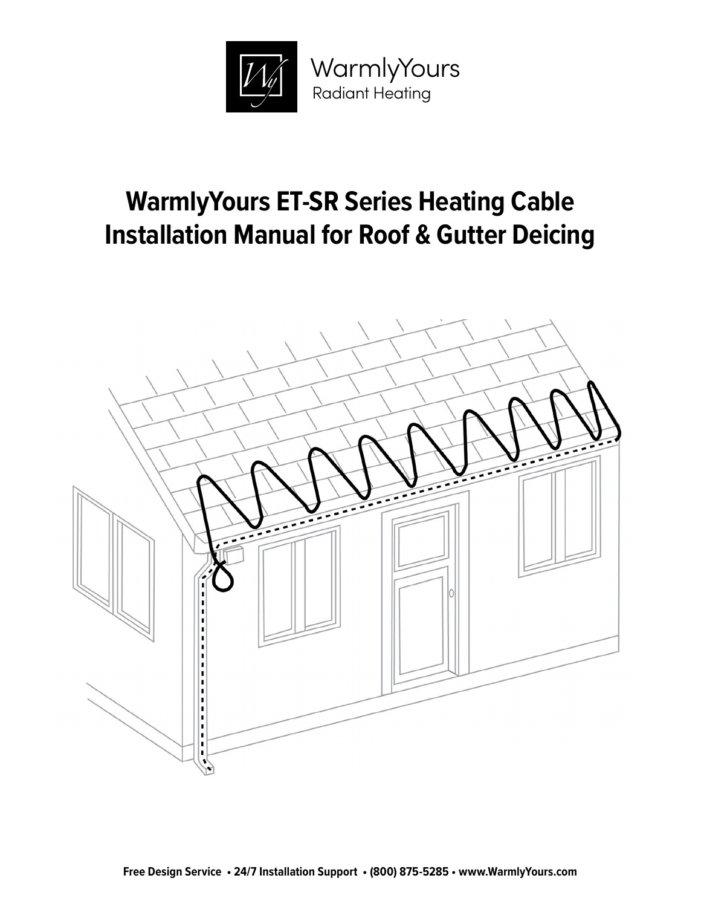WarmlyYours
Radiant Heating

# WarmlyYours ET-SR Series Heating Cable Installation Manual for Roof & Gutter Deicing

**Free Design Service • 24/7 Installation Support • (800) 875-5285 • www.WarmlyYours.com**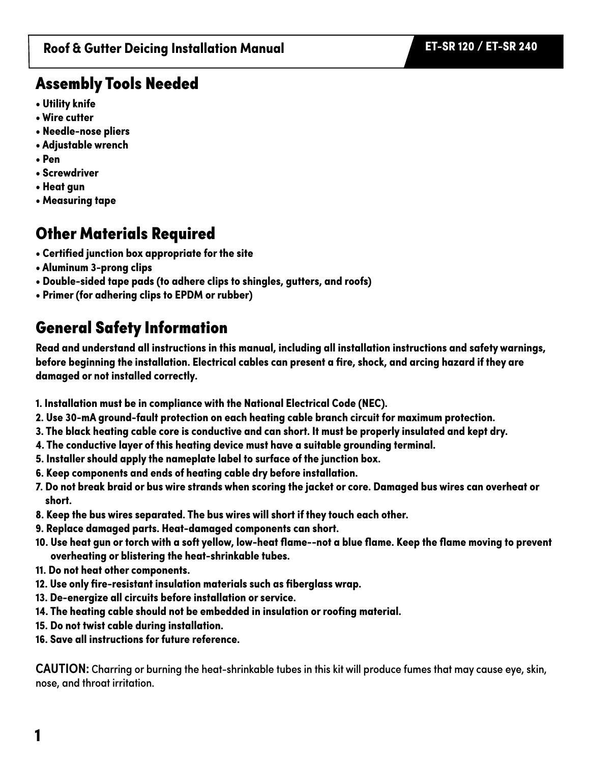## Assembly Tools Needed

- **Utility knife**
- **Wire cutter**
- **Needle-nose pliers**
- **Adjustable wrench**
- **Pen**
- **Screwdriver**
- **Heat gun**
- **Measuring tape**

## Other Materials Required

- **Certified junction box appropriate for the site**
- **Aluminum 3-prong clips**
- **Double-sided tape pads (to adhere clips to shingles, gutters, and roofs)**
- **Primer (for adhering clips to EPDM or rubber)**

## General Safety Information

**Read and understand all instructions in this manual, including all installation instructions and safety warnings, before beginning the installation. Electrical cables can present a fire, shock, and arcing hazard if they are damaged or not installed correctly.**

1. **Installation must be in compliance with the National Electrical Code (NEC).**
2. **Use 30-mA ground-fault protection on each heating cable branch circuit for maximum protection.**
3. **The black heating cable core is conductive and can short. It must be properly insulated and kept dry.**
4. **The conductive layer of this heating device must have a suitable grounding terminal.**
5. **Installer should apply the nameplate label to surface of the junction box.**
6. **Keep components and ends of heating cable dry before installation.**
7. **Do not break braid or bus wire strands when scoring the jacket or core. Damaged bus wires can overheat or short.**
8. **Keep the bus wires separated. The bus wires will short if they touch each other.**
9. **Replace damaged parts. Heat-damaged components can short.**
10. **Use heat gun or torch with a soft yellow, low-heat flame--not a blue flame. Keep the flame moving to prevent overheating or blistering the heat-shrinkable tubes.**
11. **Do not heat other components.**
12. **Use only fire-resistant insulation materials such as fiberglass wrap.**
13. **De-energize all circuits before installation or service.**
14. **The heating cable should not be embedded in insulation or roofing material.**
15. **Do not twist cable during installation.**
16. **Save all instructions for future reference.**

**CAUTION:** Charring or burning the heat-shrinkable tubes in this kit will produce fumes that may cause eye, skin, nose, and throat irritation.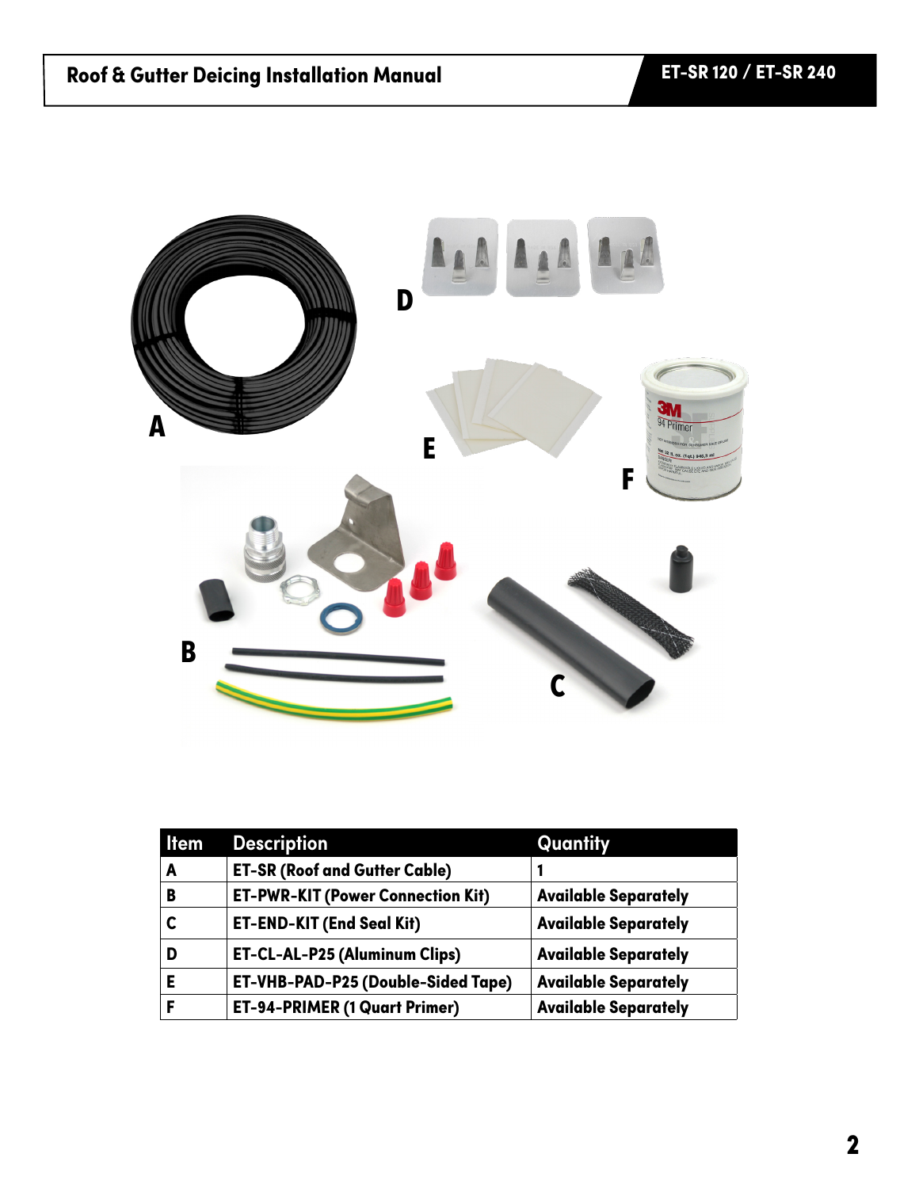| Item | Description | Quantity |
|---|---|---|
| A | ET-SR (Roof and Gutter Cable) | 1 |
| B | ET-PWR-KIT (Power Connection Kit) | Available Separately |
| C | ET-END-KIT (End Seal Kit) | Available Separately |
| D | ET-CL-AL-P25 (Aluminum Clips) | Available Separately |
| E | ET-VHB-PAD-P25 (Double-Sided Tape) | Available Separately |
| F | ET-94-PRIMER (1 Quart Primer) | Available Separately |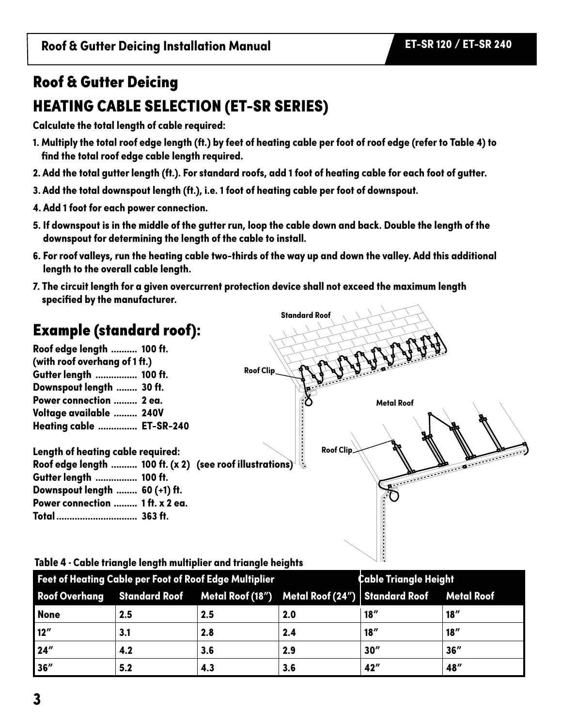## Roof & Gutter Deicing

# HEATING CABLE SELECTION (ET-SR SERIES)

**Calculate the total length of cable required:**

1. Multiply the total roof edge length (ft.) by feet of heating cable per foot of roof edge (refer to Table 4) to find the total roof edge cable length required.
2. Add the total gutter length (ft.). For standard roofs, add 1 foot of heating cable for each foot of gutter.
3. Add the total downspout length (ft.), i.e. 1 foot of heating cable per foot of downspout.
4. Add 1 foot for each power connection.
5. If downspout is in the middle of the gutter run, loop the cable down and back. Double the length of the downspout for determining the length of the cable to install.
6. For roof valleys, run the heating cable two-thirds of the way up and down the valley. Add this additional length to the overall cable length.
7. The circuit length for a given overcurrent protection device shall not exceed the maximum length specified by the manufacturer.

## Example (standard roof):

Roof edge length .......... 100 ft.
(with roof overhang of 1 ft.)
Gutter length ................ 100 ft.
Downspout length ........ 30 ft.
Power connection ......... 2 ea.
Voltage available ......... 240V
Heating cable ............... ET-SR-240

**Length of heating cable required:**

Roof edge length .......... 100 ft. (x 2) (see roof illustrations)
Gutter length ................ 100 ft.
Downspout length ........ 60 (+1) ft.
Power connection ......... 1 ft. x 2 ea.
Total .............................. 363 ft.

Standard Roof

Roof Clip

Metal Roof

Roof Clip

**Table 4 - Cable triangle length multiplier and triangle heights**

| Feet of Heating Cable per Foot of Roof Edge Multiplier | | | | Cable Triangle Height | |
|---|---|---|---|---|---|
| Roof Overhang | Standard Roof | Metal Roof (18") | Metal Roof (24") | Standard Roof | Metal Roof |
| None | 2.5 | 2.5 | 2.0 | 18" | 18" |
| 12" | 3.1 | 2.8 | 2.4 | 18" | 18" |
| 24" | 4.2 | 3.6 | 2.9 | 30" | 36" |
| 36" | 5.2 | 4.3 | 3.6 | 42" | 48" |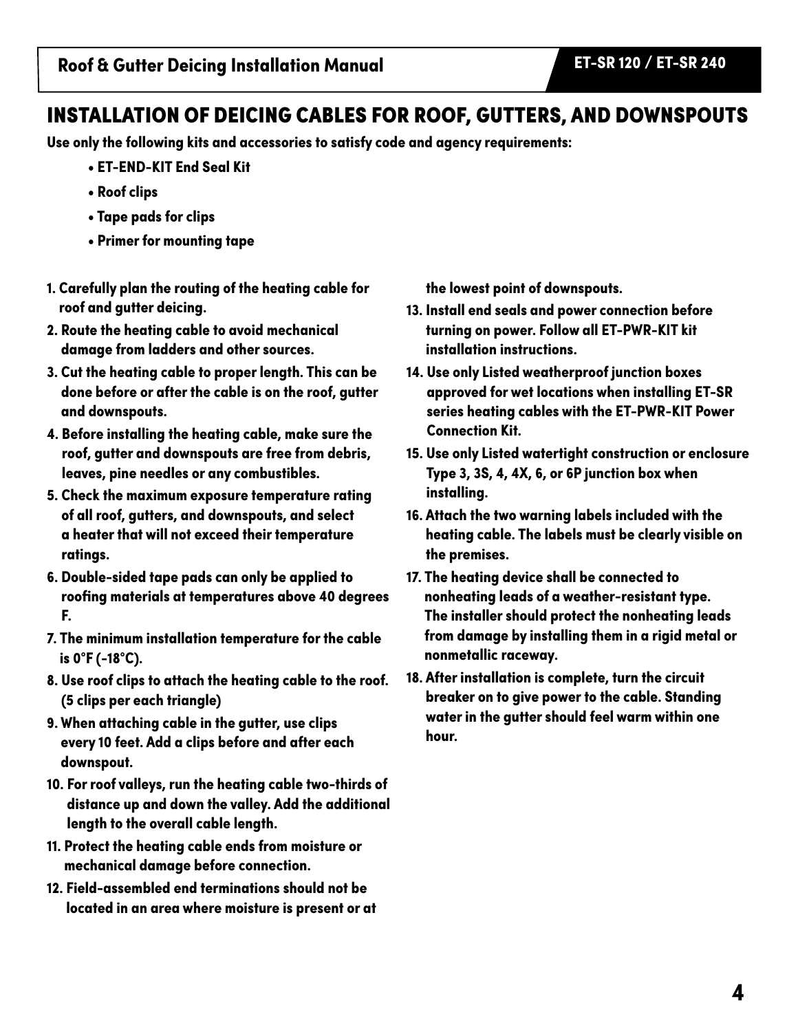# INSTALLATION OF DEICING CABLES FOR ROOF, GUTTERS, AND DOWNSPOUTS

**Use only the following kits and accessories to satisfy code and agency requirements:**

- **ET-END-KIT End Seal Kit**
- **Roof clips**
- **Tape pads for clips**
- **Primer for mounting tape**

1. Carefully plan the routing of the heating cable for roof and gutter deicing.
2. Route the heating cable to avoid mechanical damage from ladders and other sources.
3. Cut the heating cable to proper length. This can be done before or after the cable is on the roof, gutter and downspouts.
4. Before installing the heating cable, make sure the roof, gutter and downspouts are free from debris, leaves, pine needles or any combustibles.
5. Check the maximum exposure temperature rating of all roof, gutters, and downspouts, and select a heater that will not exceed their temperature ratings.
6. Double-sided tape pads can only be applied to roofing materials at temperatures above 40 degrees F.
7. The minimum installation temperature for the cable is 0°F (-18°C).
8. Use roof clips to attach the heating cable to the roof. (5 clips per each triangle)
9. When attaching cable in the gutter, use clips every 10 feet. Add a clips before and after each downspout.
10. For roof valleys, run the heating cable two-thirds of distance up and down the valley. Add the additional length to the overall cable length.
11. Protect the heating cable ends from moisture or mechanical damage before connection.
12. Field-assembled end terminations should not be located in an area where moisture is present or at the lowest point of downspouts.
13. Install end seals and power connection before turning on power. Follow all ET-PWR-KIT kit installation instructions.
14. Use only Listed weatherproof junction boxes approved for wet locations when installing ET-SR series heating cables with the ET-PWR-KIT Power Connection Kit.
15. Use only Listed watertight construction or enclosure Type 3, 3S, 4, 4X, 6, or 6P junction box when installing.
16. Attach the two warning labels included with the heating cable. The labels must be clearly visible on the premises.
17. The heating device shall be connected to nonheating leads of a weather-resistant type. The installer should protect the nonheating leads from damage by installing them in a rigid metal or nonmetallic raceway.
18. After installation is complete, turn the circuit breaker on to give power to the cable. Standing water in the gutter should feel warm within one hour.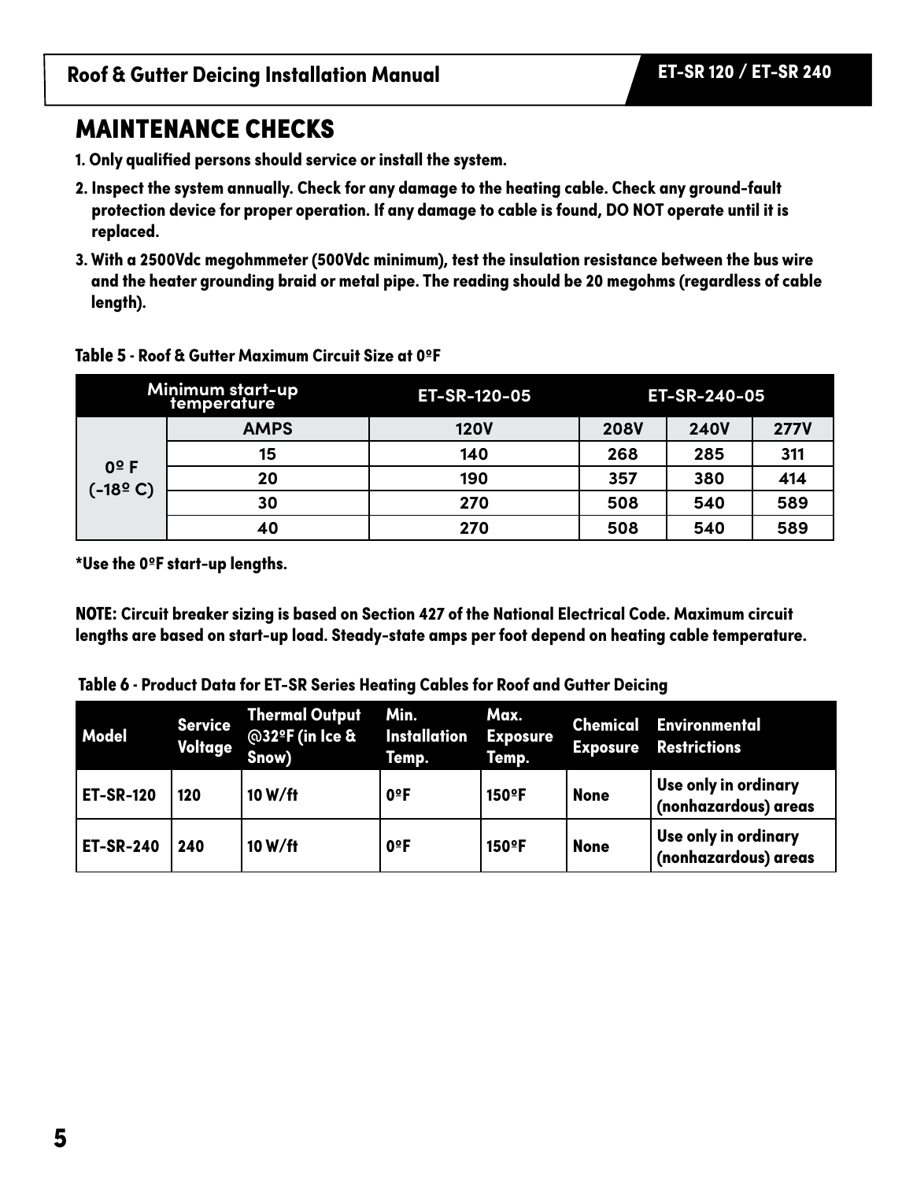## MAINTENANCE CHECKS

1. **Only qualified persons should service or install the system.**
2. **Inspect the system annually. Check for any damage to the heating cable. Check any ground-fault protection device for proper operation. If any damage to cable is found, DO NOT operate until it is replaced.**
3. **With a 2500Vdc megohmmeter (500Vdc minimum), test the insulation resistance between the bus wire and the heater grounding braid or metal pipe. The reading should be 20 megohms (regardless of cable length).**

**Table 5 - Roof & Gutter Maximum Circuit Size at 0ºF**

| Minimum start-up temperature | | ET-SR-120-05 | ET-SR-240-05 | | |
|---|---|---|---|---|---|
| | AMPS | 120V | 208V | 240V | 277V |
| 0º F (-18º C) | 15 | 140 | 268 | 285 | 311 |
| | 20 | 190 | 357 | 380 | 414 |
| | 30 | 270 | 508 | 540 | 589 |
| | 40 | 270 | 508 | 540 | 589 |

**\*Use the 0ºF start-up lengths.**

**NOTE: Circuit breaker sizing is based on Section 427 of the National Electrical Code. Maximum circuit lengths are based on start-up load. Steady-state amps per foot depend on heating cable temperature.**

**Table 6 - Product Data for ET-SR Series Heating Cables for Roof and Gutter Deicing**

| Model | Service Voltage | Thermal Output @32ºF (in Ice & Snow) | Min. Installation Temp. | Max. Exposure Temp. | Chemical Exposure | Environmental Restrictions |
|---|---|---|---|---|---|---|
| ET-SR-120 | 120 | 10 W/ft | 0ºF | 150ºF | None | Use only in ordinary (nonhazardous) areas |
| ET-SR-240 | 240 | 10 W/ft | 0ºF | 150ºF | None | Use only in ordinary (nonhazardous) areas |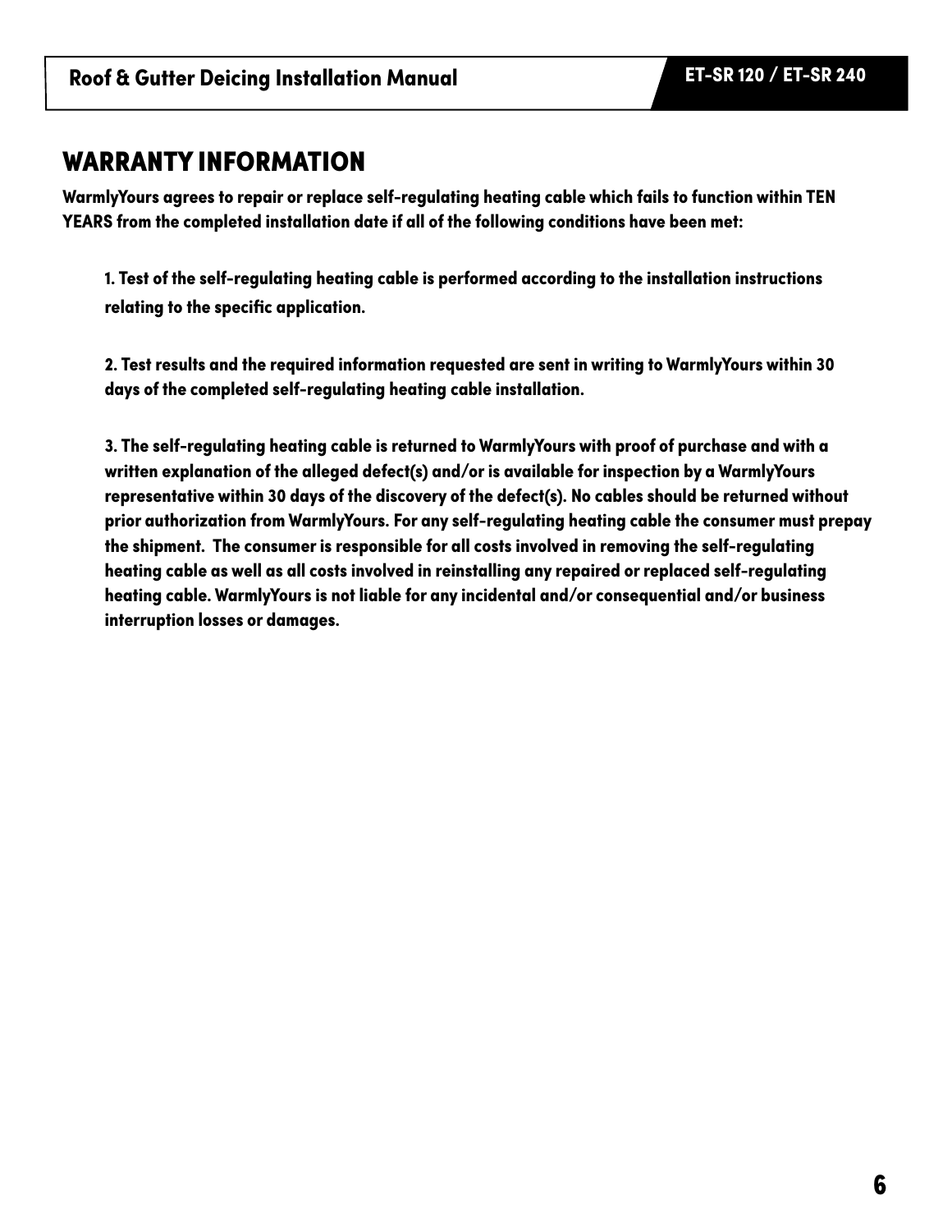## WARRANTY INFORMATION

**WarmlyYours agrees to repair or replace self-regulating heating cable which fails to function within TEN YEARS from the completed installation date if all of the following conditions have been met:**

1. Test of the self-regulating heating cable is performed according to the installation instructions relating to the specific application.

2. Test results and the required information requested are sent in writing to WarmlyYours within 30 days of the completed self-regulating heating cable installation.

3. The self-regulating heating cable is returned to WarmlyYours with proof of purchase and with a written explanation of the alleged defect(s) and/or is available for inspection by a WarmlyYours representative within 30 days of the discovery of the defect(s). No cables should be returned without prior authorization from WarmlyYours. For any self-regulating heating cable the consumer must prepay the shipment. The consumer is responsible for all costs involved in removing the self-regulating heating cable as well as all costs involved in reinstalling any repaired or replaced self-regulating heating cable. WarmlyYours is not liable for any incidental and/or consequential and/or business interruption losses or damages.